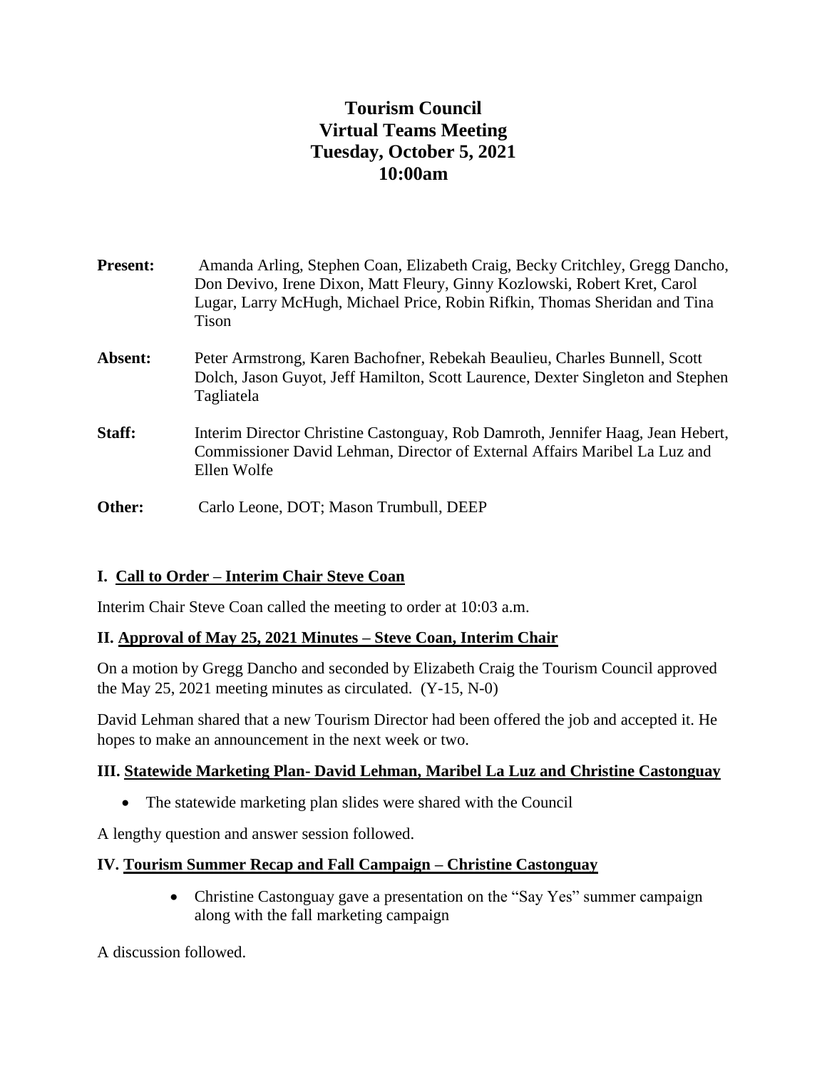# Tourism Council
# Virtual Teams Meeting
# Tuesday, October 5, 2021
# 10:00am

**Present:** Amanda Arling, Stephen Coan, Elizabeth Craig, Becky Critchley, Gregg Dancho, Don Devivo, Irene Dixon, Matt Fleury, Ginny Kozlowski, Robert Kret, Carol Lugar, Larry McHugh, Michael Price, Robin Rifkin, Thomas Sheridan and Tina Tison

**Absent:** Peter Armstrong, Karen Bachofner, Rebekah Beaulieu, Charles Bunnell, Scott Dolch, Jason Guyot, Jeff Hamilton, Scott Laurence, Dexter Singleton and Stephen Tagliatela

**Staff:** Interim Director Christine Castonguay, Rob Damroth, Jennifer Haag, Jean Hebert, Commissioner David Lehman, Director of External Affairs Maribel La Luz and Ellen Wolfe

**Other:** Carlo Leone, DOT; Mason Trumbull, DEEP

## I. Call to Order – Interim Chair Steve Coan

Interim Chair Steve Coan called the meeting to order at 10:03 a.m.

## II. Approval of May 25, 2021 Minutes – Steve Coan, Interim Chair

On a motion by Gregg Dancho and seconded by Elizabeth Craig the Tourism Council approved the May 25, 2021 meeting minutes as circulated. (Y-15, N-0)

David Lehman shared that a new Tourism Director had been offered the job and accepted it. He hopes to make an announcement in the next week or two.

## III. Statewide Marketing Plan- David Lehman, Maribel La Luz and Christine Castonguay

- The statewide marketing plan slides were shared with the Council

A lengthy question and answer session followed.

## IV. Tourism Summer Recap and Fall Campaign – Christine Castonguay

- Christine Castonguay gave a presentation on the "Say Yes" summer campaign along with the fall marketing campaign

A discussion followed.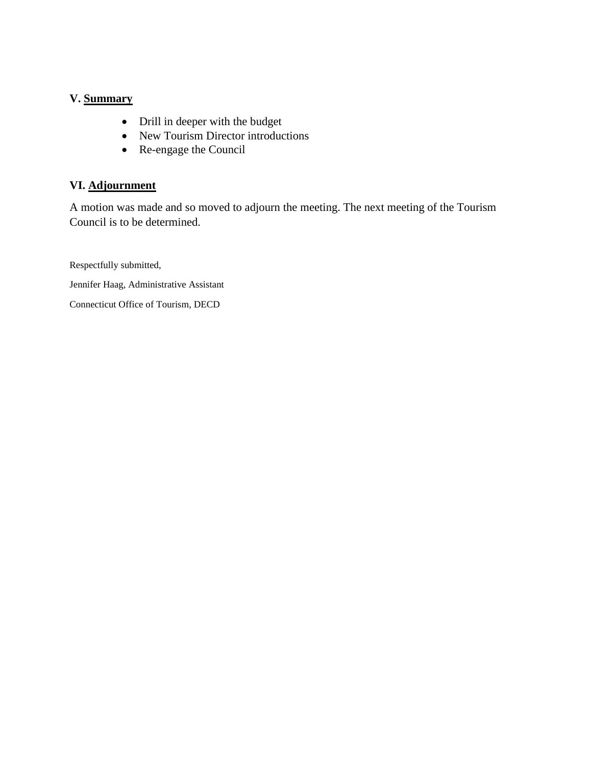### V. **Summary**

- Drill in deeper with the budget
- New Tourism Director introductions
- Re-engage the Council

### VI. **Adjournment**

A motion was made and so moved to adjourn the meeting. The next meeting of the Tourism Council is to be determined.

Respectfully submitted,

Jennifer Haag, Administrative Assistant

Connecticut Office of Tourism, DECD